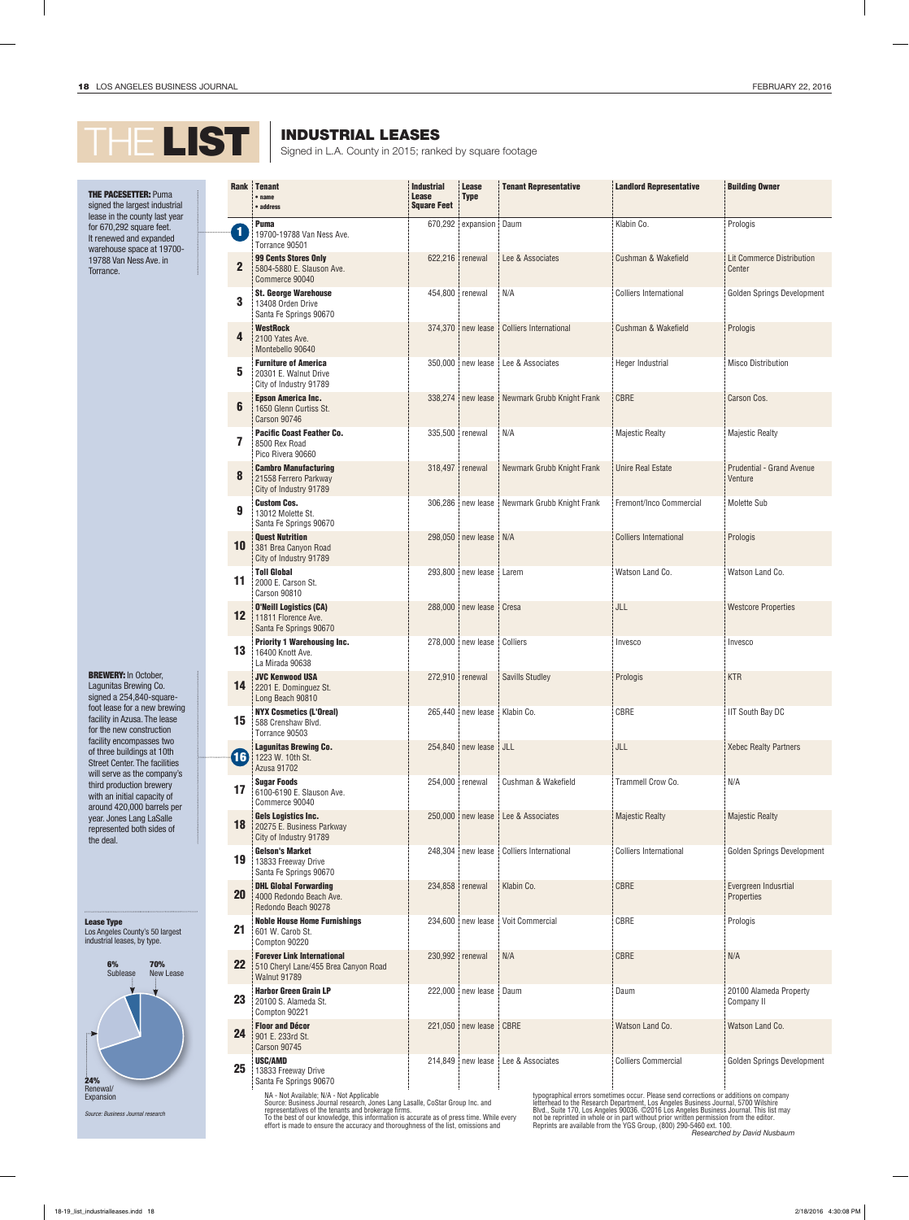# THE LIST

## INDUSTRIAL LEASES

Signed in L.A. County in 2015; ranked by square footage

**THE PACESETTER:** Puma signed the largest industrial lease in the county last year for 670,292 square feet. It renewed and expanded warehouse space at 19700-19788 Van Ness Ave. in Torrance.

**BREWERY:** In October, Lagunitas Brewing Co. signed a 254,840-square-foot lease for a new brewing facility in Azusa. The lease for the new construction facility encompasses two of three buildings at 10th Street Center. The facilities will serve as the company's third production brewery with an initial capacity of around 420,000 barrels per year. Jones Lang LaSalle represented both sides of the deal.

**Lease Type**
Los Angeles County's 50 largest industrial leases, by type.

- 6% Sublease
- 70% New Lease
- 24% Renewal/Expansion

*Source: Business Journal research*

| Rank | Tenant • name • address | Industrial Lease Square Feet | Lease Type | Tenant Representative | Landlord Representative | Building Owner |
|---|---|---|---|---|---|---|
| 1 | **Puma** 19700-19788 Van Ness Ave. Torrance 90501 | 670,292 | expansion | Daum | Klabin Co. | Prologis |
| 2 | **99 Cents Stores Only** 5804-5880 E. Slauson Ave. Commerce 90040 | 622,216 | renewal | Lee & Associates | Cushman & Wakefield | Lit Commerce Distribution Center |
| 3 | **St. George Warehouse** 13408 Orden Drive Santa Fe Springs 90670 | 454,800 | renewal | N/A | Colliers International | Golden Springs Development |
| 4 | **WestRock** 2100 Yates Ave. Montebello 90640 | 374,370 | new lease | Colliers International | Cushman & Wakefield | Prologis |
| 5 | **Furniture of America** 20301 E. Walnut Drive City of Industry 91789 | 350,000 | new lease | Lee & Associates | Heger Industrial | Misco Distribution |
| 6 | **Epson America Inc.** 1650 Glenn Curtiss St. Carson 90746 | 338,274 | new lease | Newmark Grubb Knight Frank | CBRE | Carson Cos. |
| 7 | **Pacific Coast Feather Co.** 8500 Rex Road Pico Rivera 90660 | 335,500 | renewal | N/A | Majestic Realty | Majestic Realty |
| 8 | **Cambro Manufacturing** 21558 Ferrero Parkway City of Industry 91789 | 318,497 | renewal | Newmark Grubb Knight Frank | Unire Real Estate | Prudential - Grand Avenue Venture |
| 9 | **Custom Cos.** 13012 Molette St. Santa Fe Springs 90670 | 306,286 | new lease | Newmark Grubb Knight Frank | Fremont/Inco Commercial | Molette Sub |
| 10 | **Quest Nutrition** 381 Brea Canyon Road City of Industry 91789 | 298,050 | new lease | N/A | Colliers International | Prologis |
| 11 | **Toll Global** 2000 E. Carson St. Carson 90810 | 293,800 | new lease | Larem | Watson Land Co. | Watson Land Co. |
| 12 | **O'Neill Logistics (CA)** 11811 Florence Ave. Santa Fe Springs 90670 | 288,000 | new lease | Cresa | JLL | Westcore Properties |
| 13 | **Priority 1 Warehousing Inc.** 16400 Knott Ave. La Mirada 90638 | 278,000 | new lease | Colliers | Invesco | Invesco |
| 14 | **JVC Kenwood USA** 2201 E. Dominguez St. Long Beach 90810 | 272,910 | renewal | Savills Studley | Prologis | KTR |
| 15 | **NYX Cosmetics (L'Oreal)** 588 Crenshaw Blvd. Torrance 90503 | 265,440 | new lease | Klabin Co. | CBRE | IIT South Bay DC |
| 16 | **Lagunitas Brewing Co.** 1223 W. 10th St. Azusa 91702 | 254,840 | new lease | JLL | JLL | Xebec Realty Partners |
| 17 | **Sugar Foods** 6100-6190 E. Slauson Ave. Commerce 90040 | 254,000 | renewal | Cushman & Wakefield | Trammell Crow Co. | N/A |
| 18 | **Gels Logistics Inc.** 20275 E. Business Parkway City of Industry 91789 | 250,000 | new lease | Lee & Associates | Majestic Realty | Majestic Realty |
| 19 | **Gelson's Market** 13833 Freeway Drive Santa Fe Springs 90670 | 248,304 | new lease | Colliers International | Colliers International | Golden Springs Development |
| 20 | **DHL Global Forwarding** 4000 Redondo Beach Ave. Redondo Beach 90278 | 234,858 | renewal | Klabin Co. | CBRE | Evergreen Indusrtial Properties |
| 21 | **Noble House Home Furnishings** 601 W. Carob St. Compton 90220 | 234,600 | new lease | Voit Commercial | CBRE | Prologis |
| 22 | **Forever Link International** 510 Cheryl Lane/455 Brea Canyon Road Walnut 91789 | 230,992 | renewal | N/A | CBRE | N/A |
| 23 | **Harbor Green Grain LP** 20100 S. Alameda St. Compton 90221 | 222,000 | new lease | Daum | Daum | 20100 Alameda Property Company II |
| 24 | **Floor and Décor** 901 E. 233rd St. Carson 90745 | 221,050 | new lease | CBRE | Watson Land Co. | Watson Land Co. |
| 25 | **USC/AMD** 13833 Freeway Drive Santa Fe Springs 90670 | 214,849 | new lease | Lee & Associates | Colliers Commercial | Golden Springs Development |

NA - Not Available; N/A - Not Applicable
Source: Business Journal research, Jones Lang Lasalle, CoStar Group Inc. and representatives of the tenants and brokerage firms.
To the best of our knowledge, this information is accurate as of press time. While every effort is made to ensure the accuracy and thoroughness of the list, omissions and typographical errors sometimes occur. Please send corrections or additions on company letterhead to the Research Department, Los Angeles Business Journal, 5700 Wilshire Blvd., Suite 170, Los Angeles 90036. ©2016 Los Angeles Business Journal. This list may not be reprinted in whole or in part without prior written permission from the editor. Reprints are available from the YGS Group, (800) 290-5460 ext. 100.

*Researched by David Nusbaum*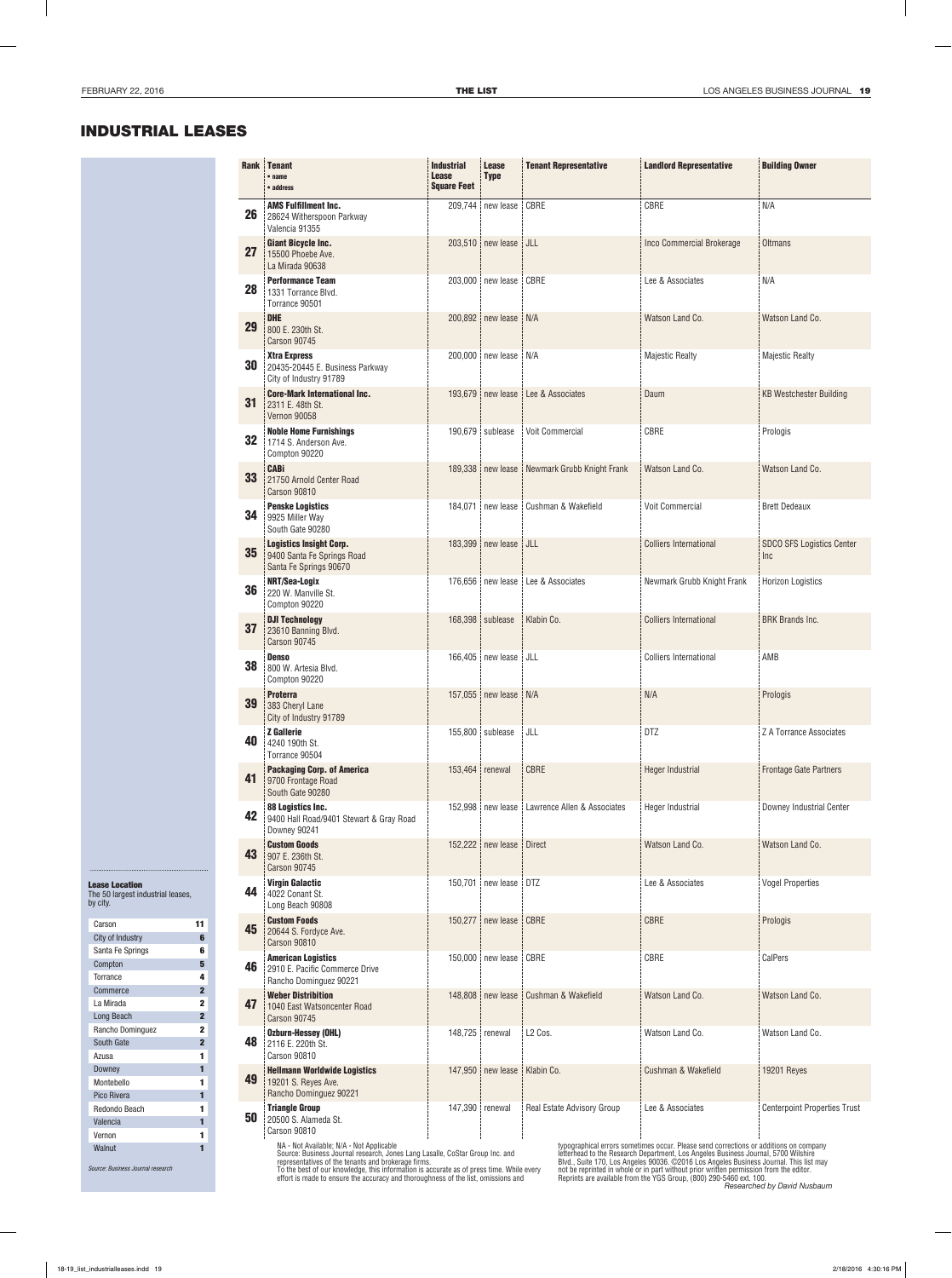# INDUSTRIAL LEASES

| Rank | Tenant • name • address | Industrial Lease Square Feet | Lease Type | Tenant Representative | Landlord Representative | Building Owner |
|---|---|---|---|---|---|---|
| 26 | **AMS Fulfillment Inc.** 28624 Witherspoon Parkway Valencia 91355 | 209,744 | new lease | CBRE | CBRE | N/A |
| 27 | **Giant Bicycle Inc.** 15500 Phoebe Ave. La Mirada 90638 | 203,510 | new lease | JLL | Inco Commercial Brokerage | Oltmans |
| 28 | **Performance Team** 1331 Torrance Blvd. Torrance 90501 | 203,000 | new lease | CBRE | Lee & Associates | N/A |
| 29 | **DHE** 800 E. 230th St. Carson 90745 | 200,892 | new lease | N/A | Watson Land Co. | Watson Land Co. |
| 30 | **Xtra Express** 20435-20445 E. Business Parkway City of Industry 91789 | 200,000 | new lease | N/A | Majestic Realty | Majestic Realty |
| 31 | **Core-Mark International Inc.** 2311 E. 48th St. Vernon 90058 | 193,679 | new lease | Lee & Associates | Daum | KB Westchester Building |
| 32 | **Noble Home Furnishings** 1714 S. Anderson Ave. Compton 90220 | 190,679 | sublease | Voit Commercial | CBRE | Prologis |
| 33 | **CABi** 21750 Arnold Center Road Carson 90810 | 189,338 | new lease | Newmark Grubb Knight Frank | Watson Land Co. | Watson Land Co. |
| 34 | **Penske Logistics** 9925 Miller Way South Gate 90280 | 184,071 | new lease | Cushman & Wakefield | Voit Commercial | Brett Dedeaux |
| 35 | **Logistics Insight Corp.** 9400 Santa Fe Springs Road Santa Fe Springs 90670 | 183,399 | new lease | JLL | Colliers International | SDCO SFS Logistics Center Inc |
| 36 | **NRT/Sea-Logix** 220 W. Manville St. Compton 90220 | 176,656 | new lease | Lee & Associates | Newmark Grubb Knight Frank | Horizon Logistics |
| 37 | **DJI Technology** 23610 Banning Blvd. Carson 90745 | 168,398 | sublease | Klabin Co. | Colliers International | BRK Brands Inc. |
| 38 | **Denso** 800 W. Artesia Blvd. Compton 90220 | 166,405 | new lease | JLL | Colliers International | AMB |
| 39 | **Proterra** 383 Cheryl Lane City of Industry 91789 | 157,055 | new lease | N/A | N/A | Prologis |
| 40 | **Z Gallerie** 4240 190th St. Torrance 90504 | 155,800 | sublease | JLL | DTZ | Z A Torrance Associates |
| 41 | **Packaging Corp. of America** 9700 Frontage Road South Gate 90280 | 153,464 | renewal | CBRE | Heger Industrial | Frontage Gate Partners |
| 42 | **88 Logistics Inc.** 9400 Hall Road/9401 Stewart & Gray Road Downey 90241 | 152,998 | new lease | Lawrence Allen & Associates | Heger Industrial | Downey Industrial Center |
| 43 | **Custom Goods** 907 E. 236th St. Carson 90745 | 152,222 | new lease | Direct | Watson Land Co. | Watson Land Co. |
| 44 | **Virgin Galactic** 4022 Conant St. Long Beach 90808 | 150,701 | new lease | DTZ | Lee & Associates | Vogel Properties |
| 45 | **Custom Foods** 20644 S. Fordyce Ave. Carson 90810 | 150,277 | new lease | CBRE | CBRE | Prologis |
| 46 | **American Logistics** 2910 E. Pacific Commerce Drive Rancho Dominguez 90221 | 150,000 | new lease | CBRE | CBRE | CalPers |
| 47 | **Weber Distribition** 1040 East Watsoncenter Road Carson 90745 | 148,808 | new lease | Cushman & Wakefield | Watson Land Co. | Watson Land Co. |
| 48 | **Ozburn-Hessey (OHL)** 2116 E. 220th St. Carson 90810 | 148,725 | renewal | L2 Cos. | Watson Land Co. | Watson Land Co. |
| 49 | **Hellmann Worldwide Logistics** 19201 S. Reyes Ave. Rancho Dominguez 90221 | 147,950 | new lease | Klabin Co. | Cushman & Wakefield | 19201 Reyes |
| 50 | **Triangle Group** 20500 S. Alameda St. Carson 90810 | 147,390 | renewal | Real Estate Advisory Group | Lee & Associates | Centerpoint Properties Trust |

NA - Not Available; N/A - Not Applicable
Source: Business Journal research, Jones Lang Lasalle, CoStar Group Inc. and representatives of the tenants and brokerage firms.
To the best of our knowledge, this information is accurate as of press time. While every effort is made to ensure the accuracy and thoroughness of the list, omissions and typographical errors sometimes occur. Please send corrections or additions on company letterhead to the Research Department, Los Angeles Business Journal, 5700 Wilshire Blvd., Suite 170, Los Angeles 90036. ©2016 Los Angeles Business Journal. This list may not be reprinted in whole or in part without prior written permission from the editor. Reprints are available from the YGS Group, (800) 290-5460 ext. 100.

*Researched by David Nusbaum*

**Lease Location**
The 50 largest industrial leases, by city.

| | |
|---|---|
| Carson | 11 |
| City of Industry | 6 |
| Santa Fe Springs | 6 |
| Compton | 5 |
| Torrance | 4 |
| Commerce | 2 |
| La Mirada | 2 |
| Long Beach | 2 |
| Rancho Dominguez | 2 |
| South Gate | 2 |
| Azusa | 1 |
| Downey | 1 |
| Montebello | 1 |
| Pico Rivera | 1 |
| Redondo Beach | 1 |
| Valencia | 1 |
| Vernon | 1 |
| Walnut | 1 |

*Source: Business Journal research*